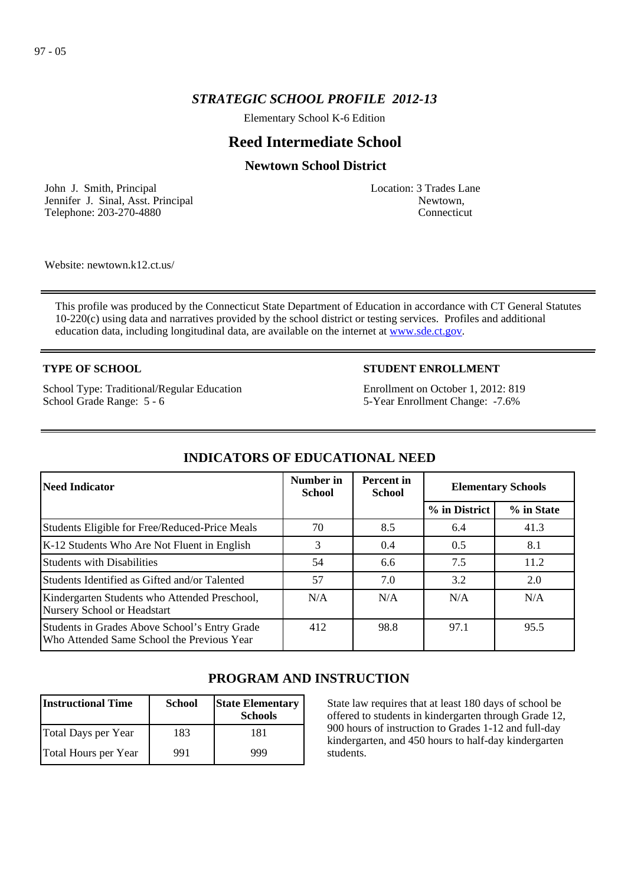## *STRATEGIC SCHOOL PROFILE 2012-13*

Elementary School K-6 Edition

# Reed Intermediate School

## Newtown School District

John J. Smith, Principal
Jennifer J. Sinal, Asst. Principal
Telephone: 203-270-4880

Location: 3 Trades Lane
Newtown,
Connecticut

Website: newtown.k12.ct.us/

This profile was produced by the Connecticut State Department of Education in accordance with CT General Statutes 10-220(c) using data and narratives provided by the school district or testing services. Profiles and additional education data, including longitudinal data, are available on the internet at [www.sde.ct.gov](www.sde.ct.gov).

**TYPE OF SCHOOL**

School Type: Traditional/Regular Education
School Grade Range: 5 - 6

**STUDENT ENROLLMENT**

Enrollment on October 1, 2012: 819
5-Year Enrollment Change: -7.6%

## INDICATORS OF EDUCATIONAL NEED

| Need Indicator | Number in School | Percent in School | Elementary Schools | |
|---|---|---|---|---|
| | | | % in District | % in State |
| Students Eligible for Free/Reduced-Price Meals | 70 | 8.5 | 6.4 | 41.3 |
| K-12 Students Who Are Not Fluent in English | 3 | 0.4 | 0.5 | 8.1 |
| Students with Disabilities | 54 | 6.6 | 7.5 | 11.2 |
| Students Identified as Gifted and/or Talented | 57 | 7.0 | 3.2 | 2.0 |
| Kindergarten Students who Attended Preschool, Nursery School or Headstart | N/A | N/A | N/A | N/A |
| Students in Grades Above School's Entry Grade Who Attended Same School the Previous Year | 412 | 98.8 | 97.1 | 95.5 |

## PROGRAM AND INSTRUCTION

| Instructional Time | School | State Elementary Schools |
|---|---|---|
| Total Days per Year | 183 | 181 |
| Total Hours per Year | 991 | 999 |

State law requires that at least 180 days of school be offered to students in kindergarten through Grade 12, 900 hours of instruction to Grades 1-12 and full-day kindergarten, and 450 hours to half-day kindergarten students.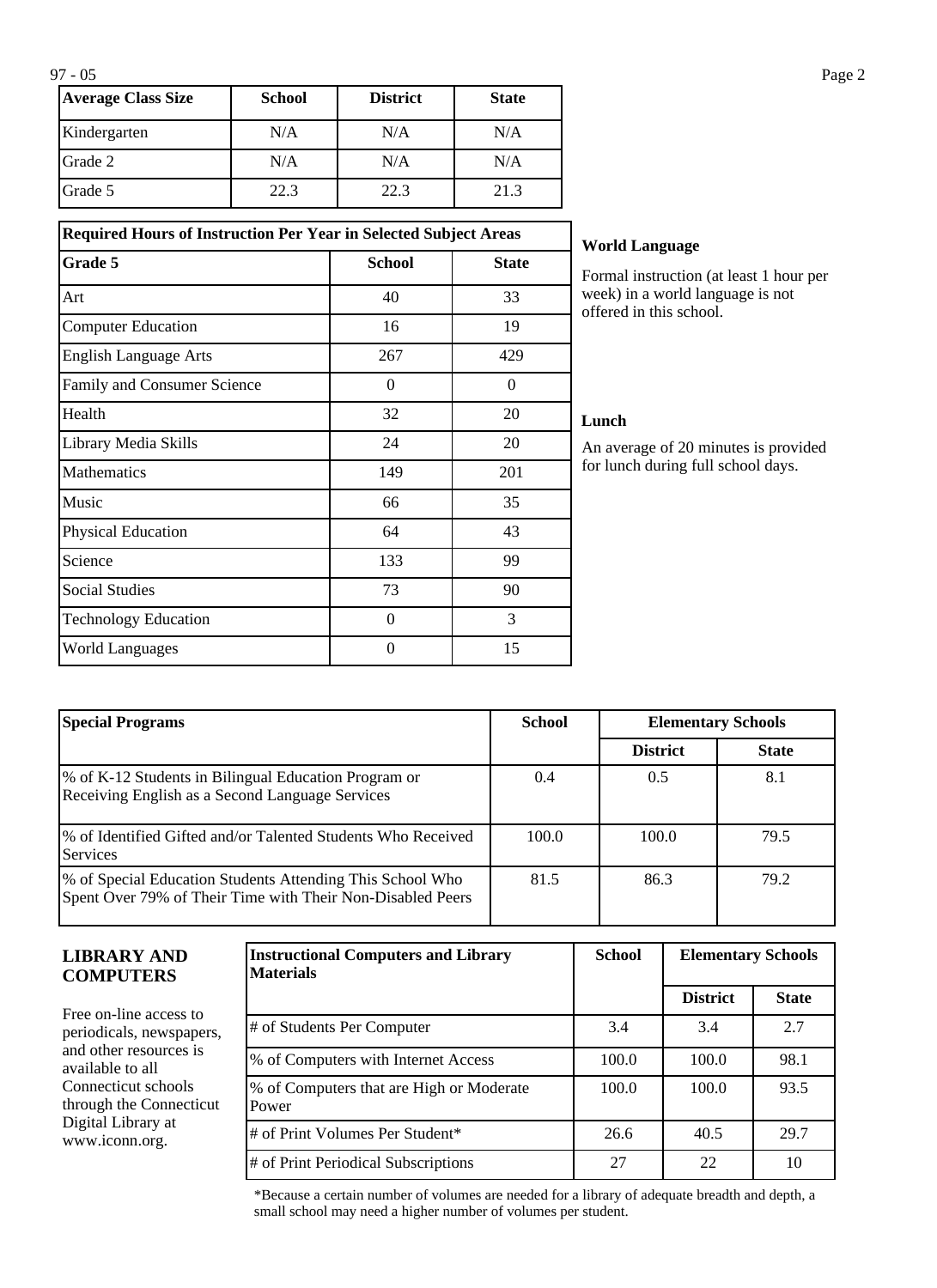| Average Class Size | School | District | State |
|---|---|---|---|
| Kindergarten | N/A | N/A | N/A |
| Grade 2 | N/A | N/A | N/A |
| Grade 5 | 22.3 | 22.3 | 21.3 |

| Required Hours of Instruction Per Year in Selected Subject Areas | | |
|---|---|---|
| **Grade 5** | **School** | **State** |
| Art | 40 | 33 |
| Computer Education | 16 | 19 |
| English Language Arts | 267 | 429 |
| Family and Consumer Science | 0 | 0 |
| Health | 32 | 20 |
| Library Media Skills | 24 | 20 |
| Mathematics | 149 | 201 |
| Music | 66 | 35 |
| Physical Education | 64 | 43 |
| Science | 133 | 99 |
| Social Studies | 73 | 90 |
| Technology Education | 0 | 3 |
| World Languages | 0 | 15 |

**World Language**

Formal instruction (at least 1 hour per week) in a world language is not offered in this school.

**Lunch**

An average of 20 minutes is provided for lunch during full school days.

| Special Programs | School | Elementary Schools | |
|---|---|---|---|
| | | District | State |
| % of K-12 Students in Bilingual Education Program or Receiving English as a Second Language Services | 0.4 | 0.5 | 8.1 |
| % of Identified Gifted and/or Talented Students Who Received Services | 100.0 | 100.0 | 79.5 |
| % of Special Education Students Attending This School Who Spent Over 79% of Their Time with Their Non-Disabled Peers | 81.5 | 86.3 | 79.2 |

## LIBRARY AND COMPUTERS

Free on-line access to periodicals, newspapers, and other resources is available to all Connecticut schools through the Connecticut Digital Library at www.iconn.org.

| Instructional Computers and Library Materials | School | Elementary Schools | |
|---|---|---|---|
| | | District | State |
| # of Students Per Computer | 3.4 | 3.4 | 2.7 |
| % of Computers with Internet Access | 100.0 | 100.0 | 98.1 |
| % of Computers that are High or Moderate Power | 100.0 | 100.0 | 93.5 |
| # of Print Volumes Per Student* | 26.6 | 40.5 | 29.7 |
| # of Print Periodical Subscriptions | 27 | 22 | 10 |

*Because a certain number of volumes are needed for a library of adequate breadth and depth, a small school may need a higher number of volumes per student.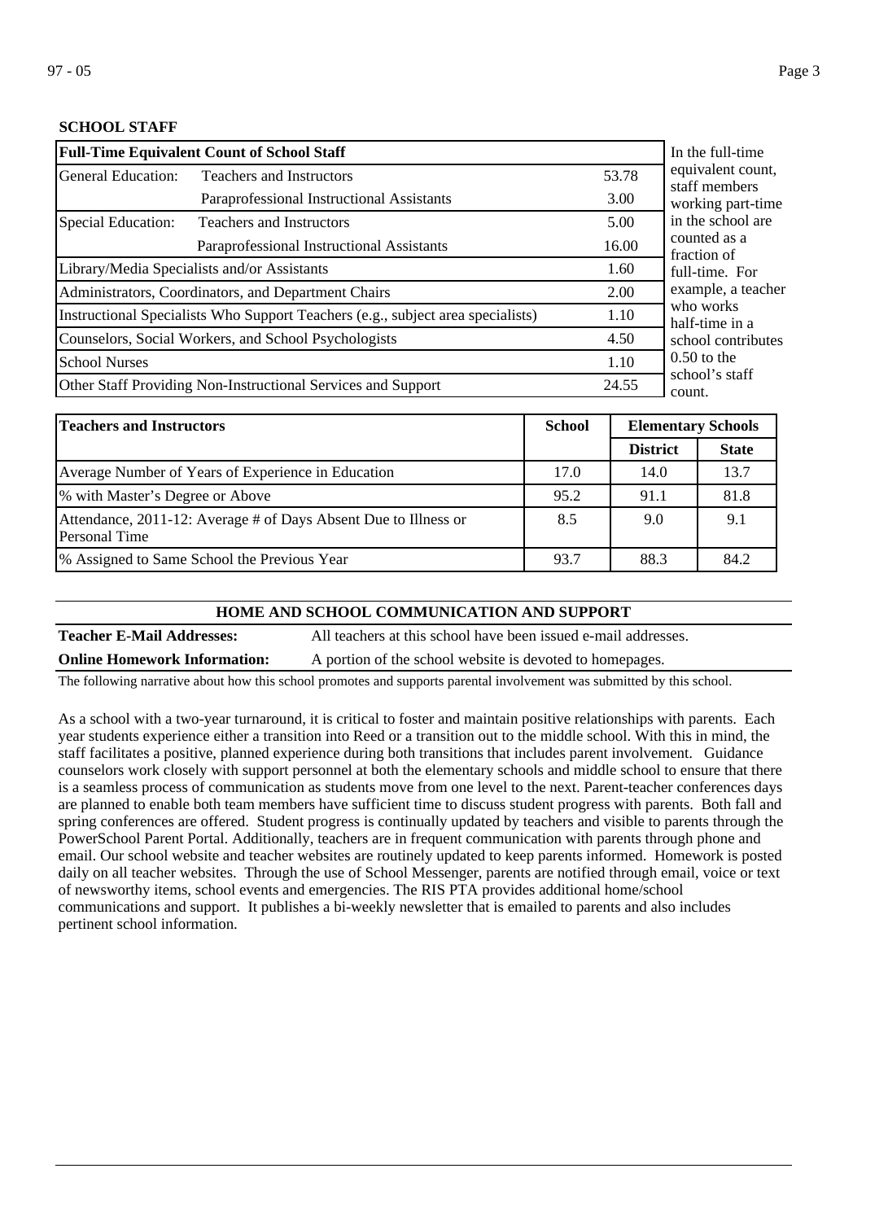## SCHOOL STAFF

| Full-Time Equivalent Count of School Staff | | |
|---|---|---|
| General Education: | Teachers and Instructors | 53.78 |
| | Paraprofessional Instructional Assistants | 3.00 |
| Special Education: | Teachers and Instructors | 5.00 |
| | Paraprofessional Instructional Assistants | 16.00 |
| Library/Media Specialists and/or Assistants | | 1.60 |
| Administrators, Coordinators, and Department Chairs | | 2.00 |
| Instructional Specialists Who Support Teachers (e.g., subject area specialists) | | 1.10 |
| Counselors, Social Workers, and School Psychologists | | 4.50 |
| School Nurses | | 1.10 |
| Other Staff Providing Non-Instructional Services and Support | | 24.55 |

In the full-time equivalent count, staff members working part-time in the school are counted as a fraction of full-time. For example, a teacher who works half-time in a school contributes 0.50 to the school's staff count.

| Teachers and Instructors | School | Elementary Schools | |
|---|---|---|---|
| | | District | State |
| Average Number of Years of Experience in Education | 17.0 | 14.0 | 13.7 |
| % with Master's Degree or Above | 95.2 | 91.1 | 81.8 |
| Attendance, 2011-12: Average # of Days Absent Due to Illness or Personal Time | 8.5 | 9.0 | 9.1 |
| % Assigned to Same School the Previous Year | 93.7 | 88.3 | 84.2 |

## HOME AND SCHOOL COMMUNICATION AND SUPPORT

**Teacher E-Mail Addresses:** All teachers at this school have been issued e-mail addresses.

**Online Homework Information:** A portion of the school website is devoted to homepages.

The following narrative about how this school promotes and supports parental involvement was submitted by this school.

As a school with a two-year turnaround, it is critical to foster and maintain positive relationships with parents. Each year students experience either a transition into Reed or a transition out to the middle school. With this in mind, the staff facilitates a positive, planned experience during both transitions that includes parent involvement. Guidance counselors work closely with support personnel at both the elementary schools and middle school to ensure that there is a seamless process of communication as students move from one level to the next. Parent-teacher conferences days are planned to enable both team members have sufficient time to discuss student progress with parents. Both fall and spring conferences are offered. Student progress is continually updated by teachers and visible to parents through the PowerSchool Parent Portal. Additionally, teachers are in frequent communication with parents through phone and email. Our school website and teacher websites are routinely updated to keep parents informed. Homework is posted daily on all teacher websites. Through the use of School Messenger, parents are notified through email, voice or text of newsworthy items, school events and emergencies. The RIS PTA provides additional home/school communications and support. It publishes a bi-weekly newsletter that is emailed to parents and also includes pertinent school information.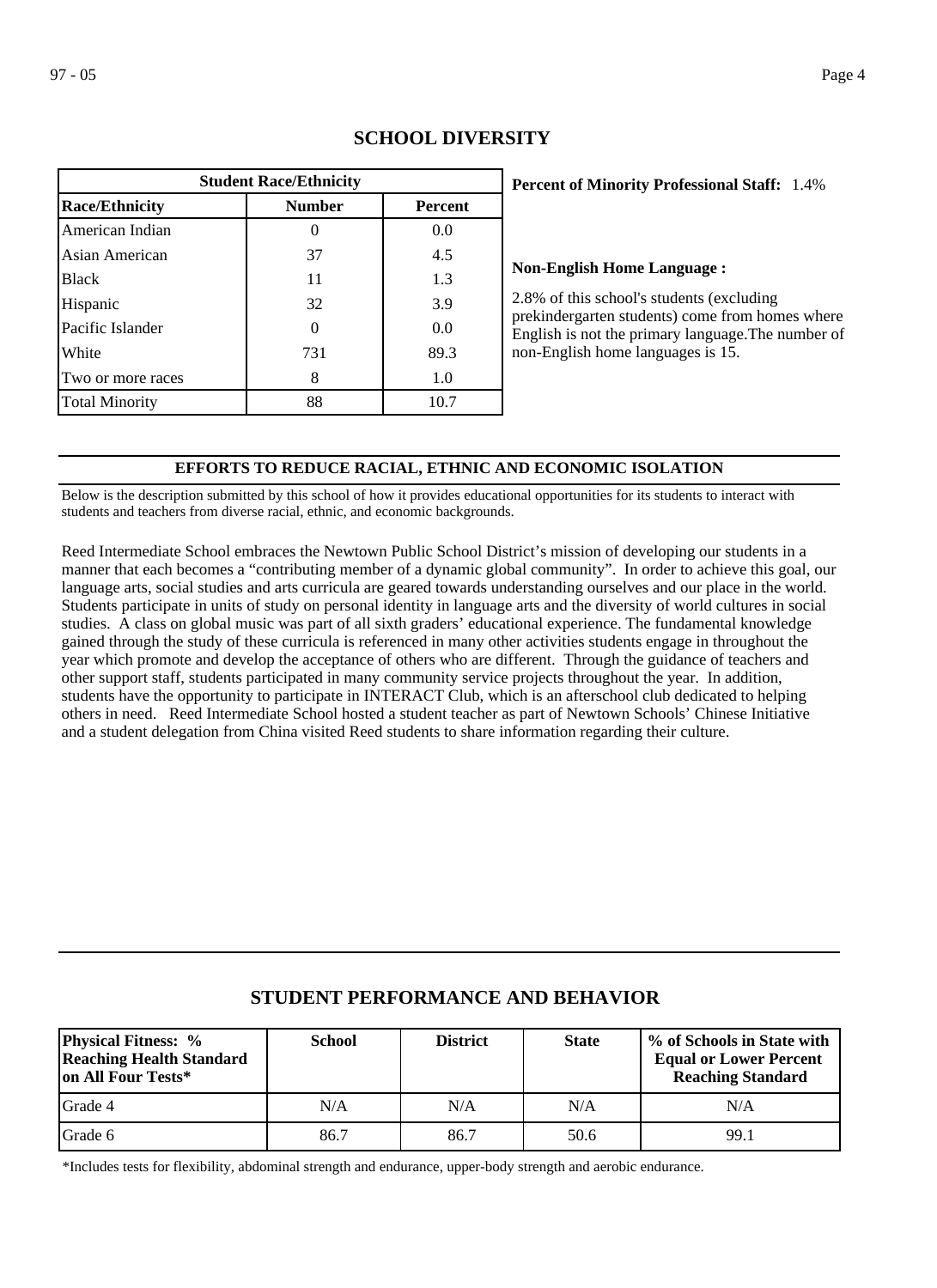## SCHOOL DIVERSITY

| Student Race/Ethnicity | | |
|---|---|---|
| **Race/Ethnicity** | **Number** | **Percent** |
| American Indian | 0 | 0.0 |
| Asian American | 37 | 4.5 |
| Black | 11 | 1.3 |
| Hispanic | 32 | 3.9 |
| Pacific Islander | 0 | 0.0 |
| White | 731 | 89.3 |
| Two or more races | 8 | 1.0 |
| Total Minority | 88 | 10.7 |

**Percent of Minority Professional Staff:** 1.4%

**Non-English Home Language :**

2.8% of this school's students (excluding prekindergarten students) come from homes where English is not the primary language.The number of non-English home languages is 15.

### EFFORTS TO REDUCE RACIAL, ETHNIC AND ECONOMIC ISOLATION

Below is the description submitted by this school of how it provides educational opportunities for its students to interact with students and teachers from diverse racial, ethnic, and economic backgrounds.

Reed Intermediate School embraces the Newtown Public School District’s mission of developing our students in a manner that each becomes a “contributing member of a dynamic global community”. In order to achieve this goal, our language arts, social studies and arts curricula are geared towards understanding ourselves and our place in the world. Students participate in units of study on personal identity in language arts and the diversity of world cultures in social studies. A class on global music was part of all sixth graders’ educational experience. The fundamental knowledge gained through the study of these curricula is referenced in many other activities students engage in throughout the year which promote and develop the acceptance of others who are different. Through the guidance of teachers and other support staff, students participated in many community service projects throughout the year. In addition, students have the opportunity to participate in INTERACT Club, which is an afterschool club dedicated to helping others in need. Reed Intermediate School hosted a student teacher as part of Newtown Schools’ Chinese Initiative and a student delegation from China visited Reed students to share information regarding their culture.

## STUDENT PERFORMANCE AND BEHAVIOR

| Physical Fitness: % Reaching Health Standard on All Four Tests* | School | District | State | % of Schools in State with Equal or Lower Percent Reaching Standard |
|---|---|---|---|---|
| Grade 4 | N/A | N/A | N/A | N/A |
| Grade 6 | 86.7 | 86.7 | 50.6 | 99.1 |

*Includes tests for flexibility, abdominal strength and endurance, upper-body strength and aerobic endurance.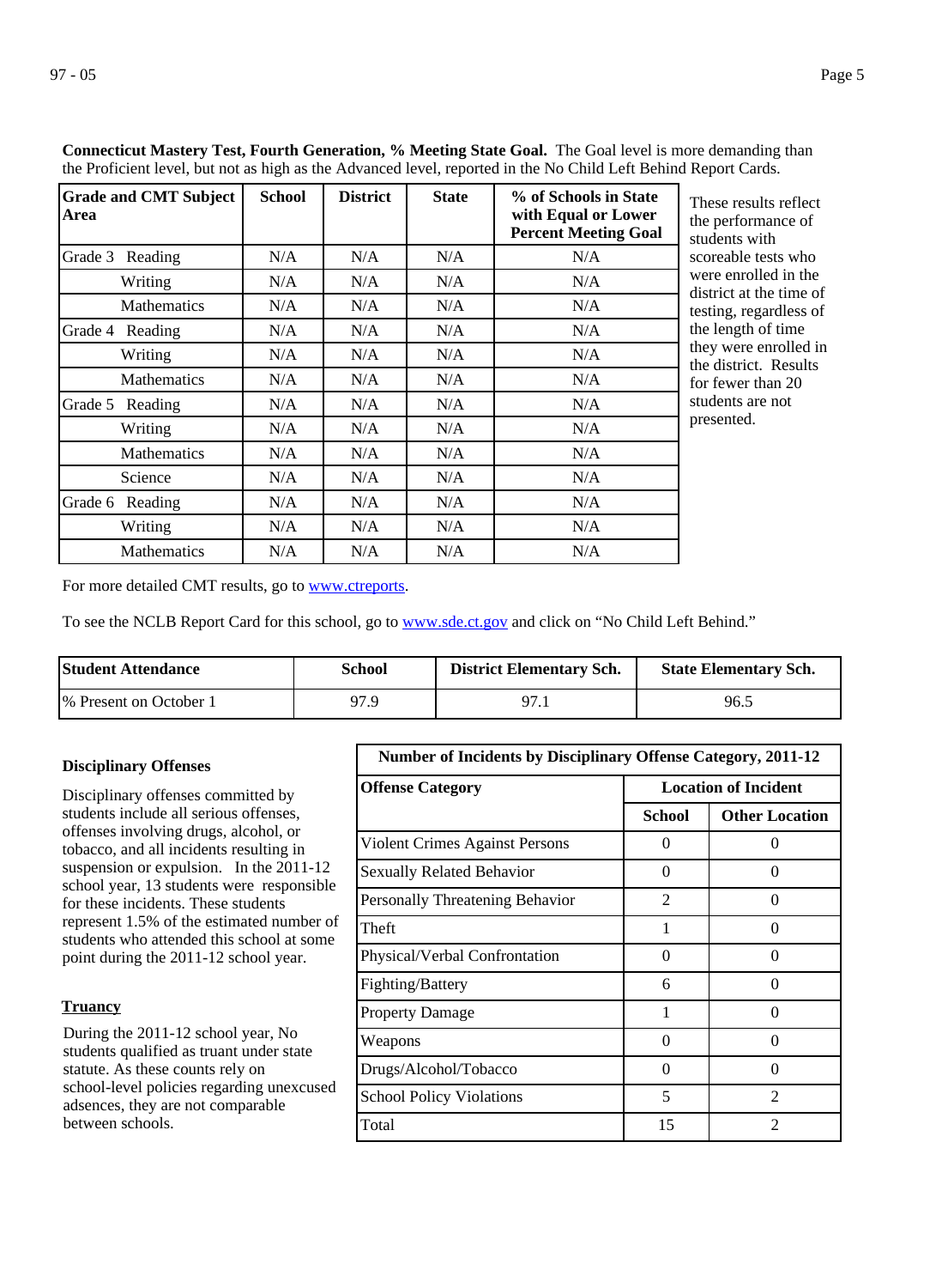**Connecticut Mastery Test, Fourth Generation, % Meeting State Goal.** The Goal level is more demanding than the Proficient level, but not as high as the Advanced level, reported in the No Child Left Behind Report Cards.

| Grade and CMT Subject Area | School | District | State | % of Schools in State with Equal or Lower Percent Meeting Goal |
|---|---|---|---|---|
| Grade 3 Reading | N/A | N/A | N/A | N/A |
| Writing | N/A | N/A | N/A | N/A |
| Mathematics | N/A | N/A | N/A | N/A |
| Grade 4 Reading | N/A | N/A | N/A | N/A |
| Writing | N/A | N/A | N/A | N/A |
| Mathematics | N/A | N/A | N/A | N/A |
| Grade 5 Reading | N/A | N/A | N/A | N/A |
| Writing | N/A | N/A | N/A | N/A |
| Mathematics | N/A | N/A | N/A | N/A |
| Science | N/A | N/A | N/A | N/A |
| Grade 6 Reading | N/A | N/A | N/A | N/A |
| Writing | N/A | N/A | N/A | N/A |
| Mathematics | N/A | N/A | N/A | N/A |

These results reflect the performance of students with scoreable tests who were enrolled in the district at the time of testing, regardless of the length of time they were enrolled in the district. Results for fewer than 20 students are not presented.

For more detailed CMT results, go to www.ctreports.

To see the NCLB Report Card for this school, go to www.sde.ct.gov and click on "No Child Left Behind."

| Student Attendance | School | District Elementary Sch. | State Elementary Sch. |
|---|---|---|---|
| % Present on October 1 | 97.9 | 97.1 | 96.5 |

**Disciplinary Offenses**

Disciplinary offenses committed by students include all serious offenses, offenses involving drugs, alcohol, or tobacco, and all incidents resulting in suspension or expulsion. In the 2011-12 school year, 13 students were responsible for these incidents. These students represent 1.5% of the estimated number of students who attended this school at some point during the 2011-12 school year.

**Truancy**

During the 2011-12 school year, No students qualified as truant under state statute. As these counts rely on school-level policies regarding unexcused adsences, they are not comparable between schools.

| Number of Incidents by Disciplinary Offense Category, 2011-12 | | |
|---|---|---|
| Offense Category | Location of Incident | |
| | School | Other Location |
| Violent Crimes Against Persons | 0 | 0 |
| Sexually Related Behavior | 0 | 0 |
| Personally Threatening Behavior | 2 | 0 |
| Theft | 1 | 0 |
| Physical/Verbal Confrontation | 0 | 0 |
| Fighting/Battery | 6 | 0 |
| Property Damage | 1 | 0 |
| Weapons | 0 | 0 |
| Drugs/Alcohol/Tobacco | 0 | 0 |
| School Policy Violations | 5 | 2 |
| Total | 15 | 2 |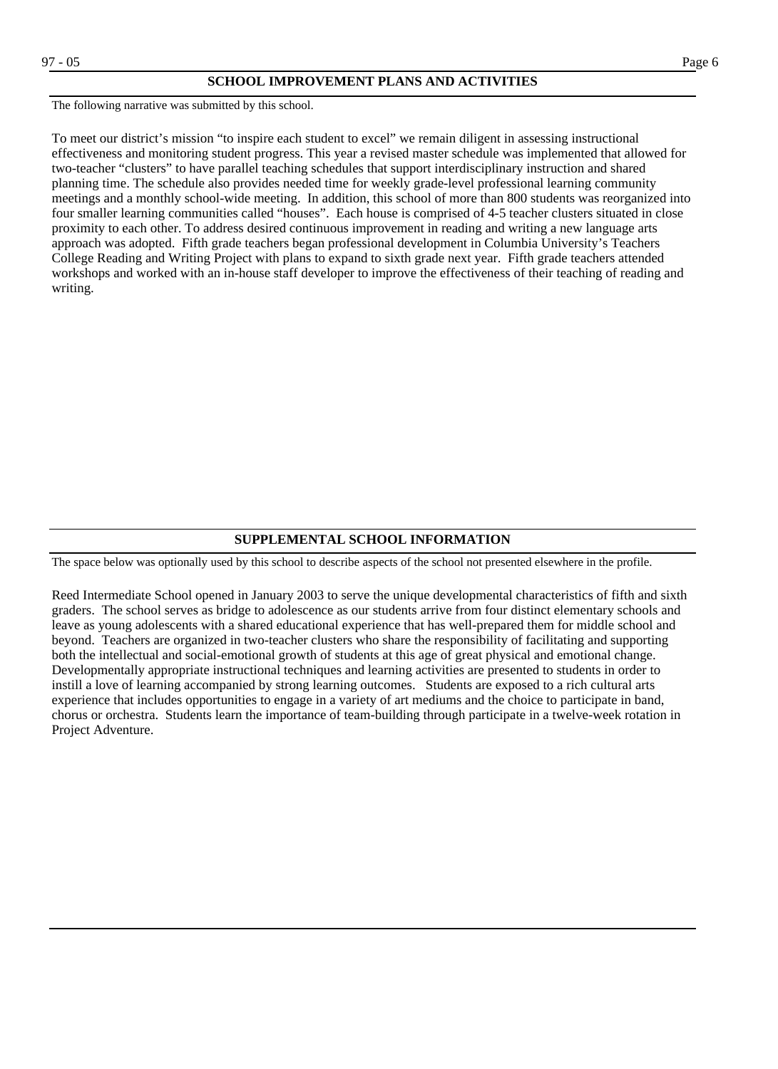## SCHOOL IMPROVEMENT PLANS AND ACTIVITIES

The following narrative was submitted by this school.

To meet our district's mission "to inspire each student to excel" we remain diligent in assessing instructional effectiveness and monitoring student progress. This year a revised master schedule was implemented that allowed for two-teacher "clusters" to have parallel teaching schedules that support interdisciplinary instruction and shared planning time. The schedule also provides needed time for weekly grade-level professional learning community meetings and a monthly school-wide meeting. In addition, this school of more than 800 students was reorganized into four smaller learning communities called "houses". Each house is comprised of 4-5 teacher clusters situated in close proximity to each other. To address desired continuous improvement in reading and writing a new language arts approach was adopted. Fifth grade teachers began professional development in Columbia University's Teachers College Reading and Writing Project with plans to expand to sixth grade next year. Fifth grade teachers attended workshops and worked with an in-house staff developer to improve the effectiveness of their teaching of reading and writing.

## SUPPLEMENTAL SCHOOL INFORMATION

The space below was optionally used by this school to describe aspects of the school not presented elsewhere in the profile.

Reed Intermediate School opened in January 2003 to serve the unique developmental characteristics of fifth and sixth graders. The school serves as bridge to adolescence as our students arrive from four distinct elementary schools and leave as young adolescents with a shared educational experience that has well-prepared them for middle school and beyond. Teachers are organized in two-teacher clusters who share the responsibility of facilitating and supporting both the intellectual and social-emotional growth of students at this age of great physical and emotional change. Developmentally appropriate instructional techniques and learning activities are presented to students in order to instill a love of learning accompanied by strong learning outcomes. Students are exposed to a rich cultural arts experience that includes opportunities to engage in a variety of art mediums and the choice to participate in band, chorus or orchestra. Students learn the importance of team-building through participate in a twelve-week rotation in Project Adventure.